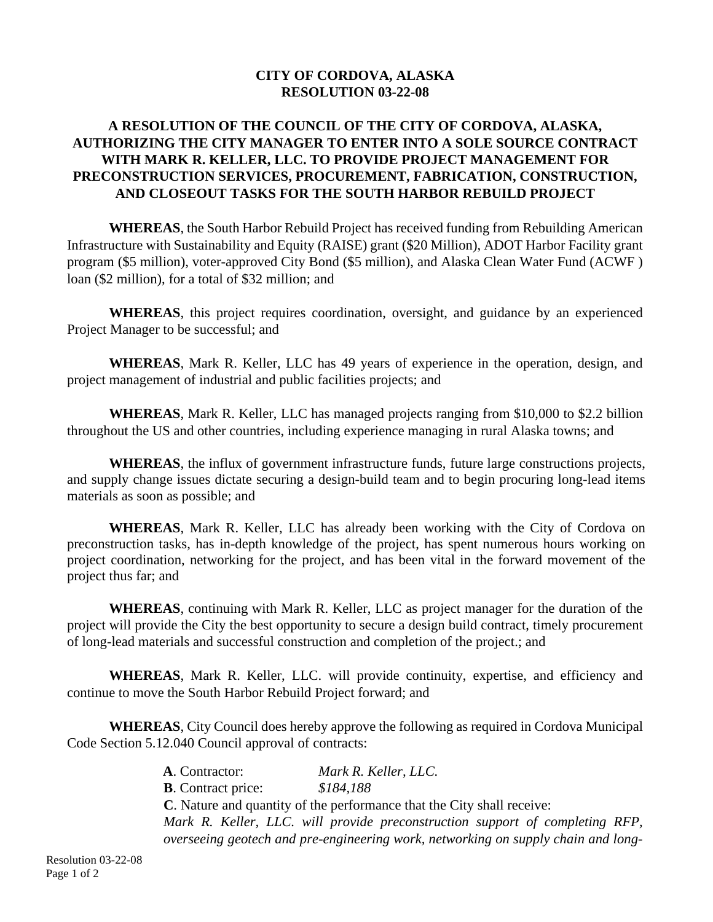**CITY OF CORDOVA, ALASKA**
**RESOLUTION 03-22-08**

**A RESOLUTION OF THE COUNCIL OF THE CITY OF CORDOVA, ALASKA, AUTHORIZING THE CITY MANAGER TO ENTER INTO A SOLE SOURCE CONTRACT WITH MARK R. KELLER, LLC. TO PROVIDE PROJECT MANAGEMENT FOR PRECONSTRUCTION SERVICES, PROCUREMENT, FABRICATION, CONSTRUCTION, AND CLOSEOUT TASKS FOR THE SOUTH HARBOR REBUILD PROJECT**

**WHEREAS**, the South Harbor Rebuild Project has received funding from Rebuilding American Infrastructure with Sustainability and Equity (RAISE) grant ($20 Million), ADOT Harbor Facility grant program ($5 million), voter-approved City Bond ($5 million), and Alaska Clean Water Fund (ACWF ) loan ($2 million), for a total of $32 million; and

**WHEREAS**, this project requires coordination, oversight, and guidance by an experienced Project Manager to be successful; and

**WHEREAS**, Mark R. Keller, LLC has 49 years of experience in the operation, design, and project management of industrial and public facilities projects; and

**WHEREAS**, Mark R. Keller, LLC has managed projects ranging from $10,000 to $2.2 billion throughout the US and other countries, including experience managing in rural Alaska towns; and

**WHEREAS**, the influx of government infrastructure funds, future large constructions projects, and supply change issues dictate securing a design-build team and to begin procuring long-lead items materials as soon as possible; and

**WHEREAS**, Mark R. Keller, LLC has already been working with the City of Cordova on preconstruction tasks, has in-depth knowledge of the project, has spent numerous hours working on project coordination, networking for the project, and has been vital in the forward movement of the project thus far; and

**WHEREAS**, continuing with Mark R. Keller, LLC as project manager for the duration of the project will provide the City the best opportunity to secure a design build contract, timely procurement of long-lead materials and successful construction and completion of the project.; and

**WHEREAS**, Mark R. Keller, LLC. will provide continuity, expertise, and efficiency and continue to move the South Harbor Rebuild Project forward; and

**WHEREAS**, City Council does hereby approve the following as required in Cordova Municipal Code Section 5.12.040 Council approval of contracts:

**A**. Contractor: *Mark R. Keller, LLC.*
**B**. Contract price: *$184,188*
**C**. Nature and quantity of the performance that the City shall receive:
*Mark R. Keller, LLC. will provide preconstruction support of completing RFP, overseeing geotech and pre-engineering work, networking on supply chain and long-*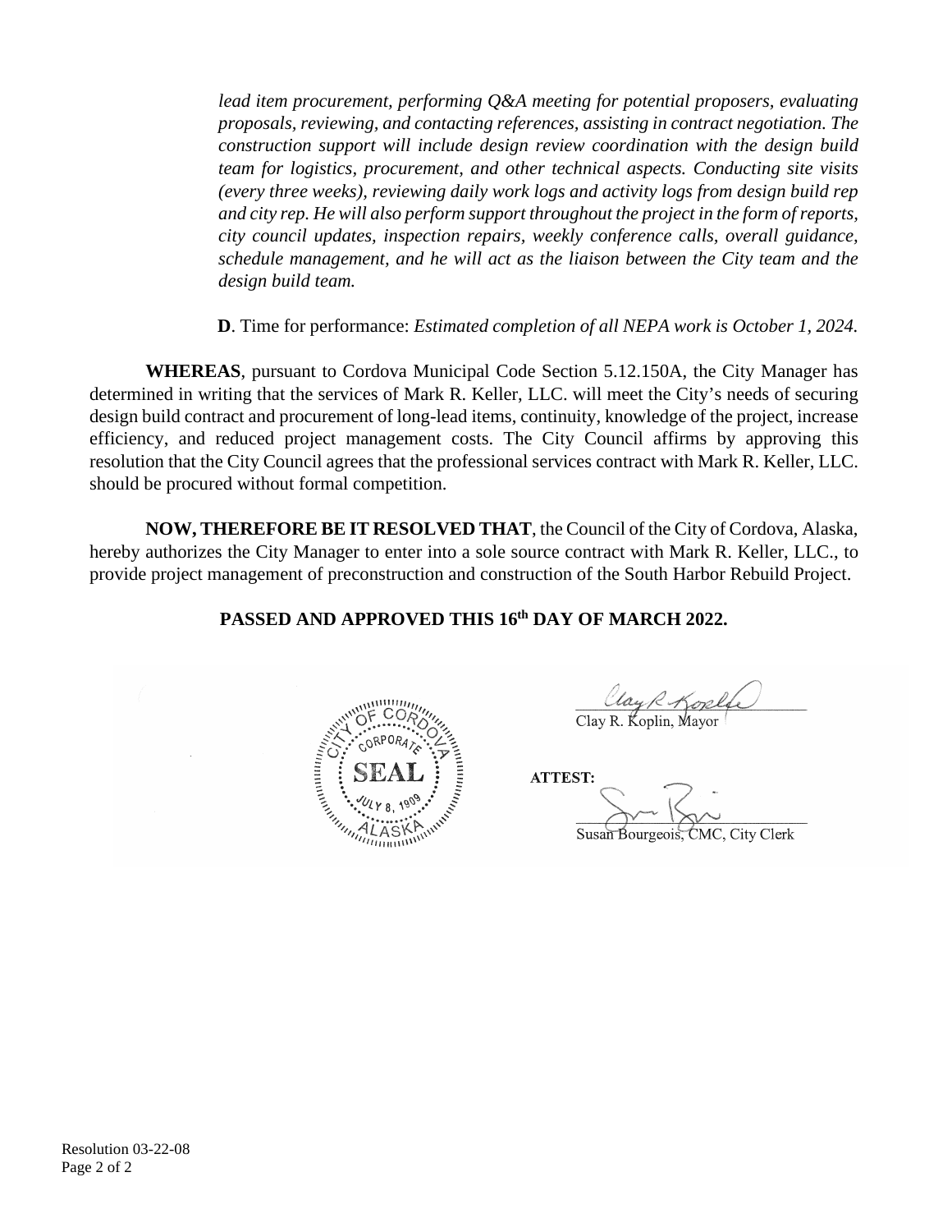*lead item procurement, performing Q&A meeting for potential proposers, evaluating proposals, reviewing, and contacting references, assisting in contract negotiation. The construction support will include design review coordination with the design build team for logistics, procurement, and other technical aspects. Conducting site visits (every three weeks), reviewing daily work logs and activity logs from design build rep and city rep. He will also perform support throughout the project in the form of reports, city council updates, inspection repairs, weekly conference calls, overall guidance, schedule management, and he will act as the liaison between the City team and the design build team.*

**D**. Time for performance: *Estimated completion of all NEPA work is October 1, 2024.*

**WHEREAS**, pursuant to Cordova Municipal Code Section 5.12.150A, the City Manager has determined in writing that the services of Mark R. Keller, LLC. will meet the City's needs of securing design build contract and procurement of long-lead items, continuity, knowledge of the project, increase efficiency, and reduced project management costs. The City Council affirms by approving this resolution that the City Council agrees that the professional services contract with Mark R. Keller, LLC. should be procured without formal competition.

**NOW, THEREFORE BE IT RESOLVED THAT**, the Council of the City of Cordova, Alaska, hereby authorizes the City Manager to enter into a sole source contract with Mark R. Keller, LLC., to provide project management of preconstruction and construction of the South Harbor Rebuild Project.

**PASSED AND APPROVED THIS 16th DAY OF MARCH 2022.**

CITY OF CORDOVA
CORPORATE
SEAL
JULY 8, 1909
ALASKA

Clay R. Koplin, Mayor

**ATTEST:**

Susan Bourgeois, CMC, City Clerk

Resolution 03-22-08